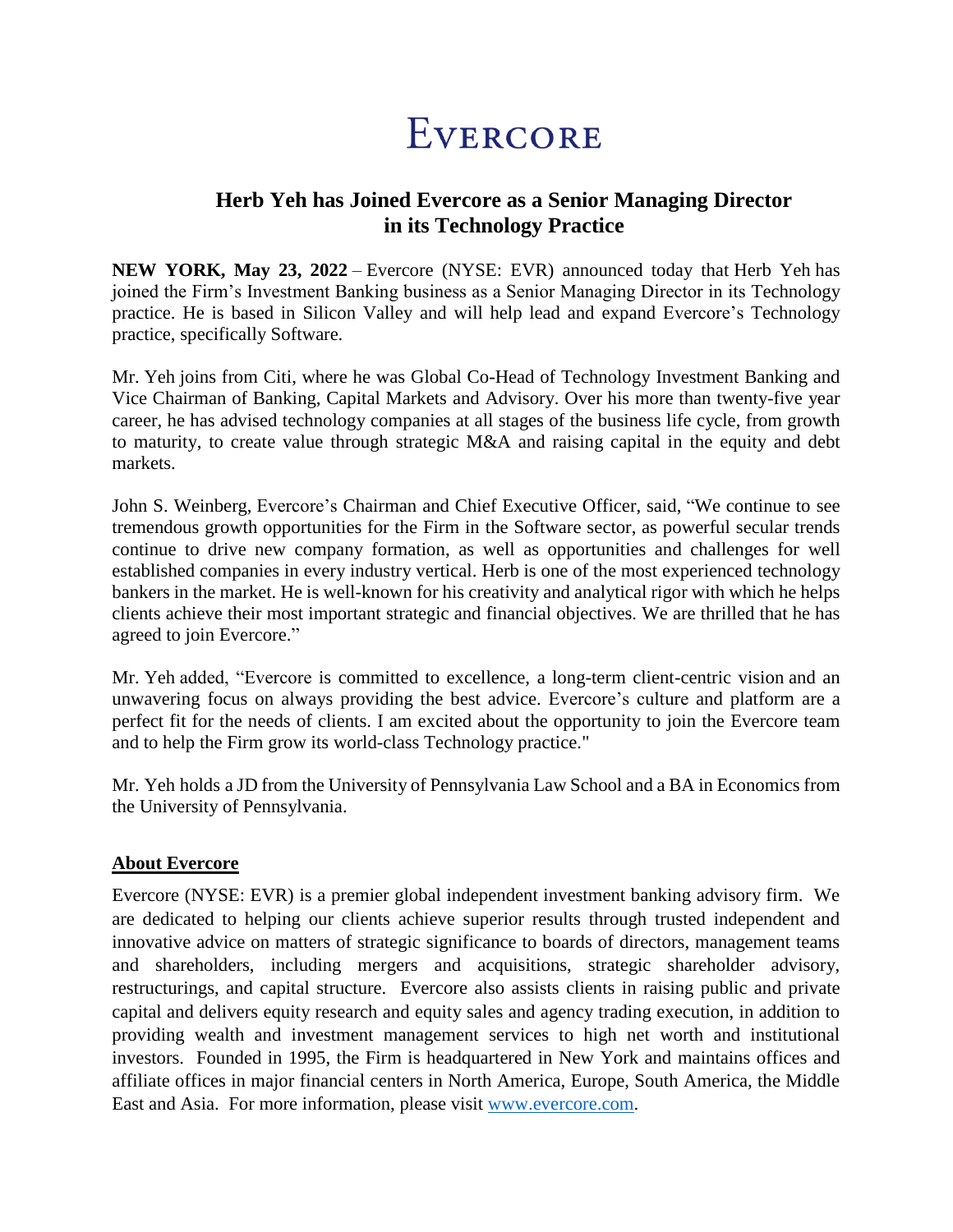# EVERCORE

## Herb Yeh has Joined Evercore as a Senior Managing Director in its Technology Practice

**NEW YORK, May 23, 2022** – Evercore (NYSE: EVR) announced today that Herb Yeh has joined the Firm's Investment Banking business as a Senior Managing Director in its Technology practice. He is based in Silicon Valley and will help lead and expand Evercore's Technology practice, specifically Software.

Mr. Yeh joins from Citi, where he was Global Co-Head of Technology Investment Banking and Vice Chairman of Banking, Capital Markets and Advisory. Over his more than twenty-five year career, he has advised technology companies at all stages of the business life cycle, from growth to maturity, to create value through strategic M&A and raising capital in the equity and debt markets.

John S. Weinberg, Evercore's Chairman and Chief Executive Officer, said, "We continue to see tremendous growth opportunities for the Firm in the Software sector, as powerful secular trends continue to drive new company formation, as well as opportunities and challenges for well established companies in every industry vertical. Herb is one of the most experienced technology bankers in the market. He is well-known for his creativity and analytical rigor with which he helps clients achieve their most important strategic and financial objectives. We are thrilled that he has agreed to join Evercore."

Mr. Yeh added, "Evercore is committed to excellence, a long-term client-centric vision and an unwavering focus on always providing the best advice. Evercore's culture and platform are a perfect fit for the needs of clients. I am excited about the opportunity to join the Evercore team and to help the Firm grow its world-class Technology practice."

Mr. Yeh holds a JD from the University of Pennsylvania Law School and a BA in Economics from the University of Pennsylvania.

**About Evercore**

Evercore (NYSE: EVR) is a premier global independent investment banking advisory firm. We are dedicated to helping our clients achieve superior results through trusted independent and innovative advice on matters of strategic significance to boards of directors, management teams and shareholders, including mergers and acquisitions, strategic shareholder advisory, restructurings, and capital structure. Evercore also assists clients in raising public and private capital and delivers equity research and equity sales and agency trading execution, in addition to providing wealth and investment management services to high net worth and institutional investors. Founded in 1995, the Firm is headquartered in New York and maintains offices and affiliate offices in major financial centers in North America, Europe, South America, the Middle East and Asia. For more information, please visit www.evercore.com.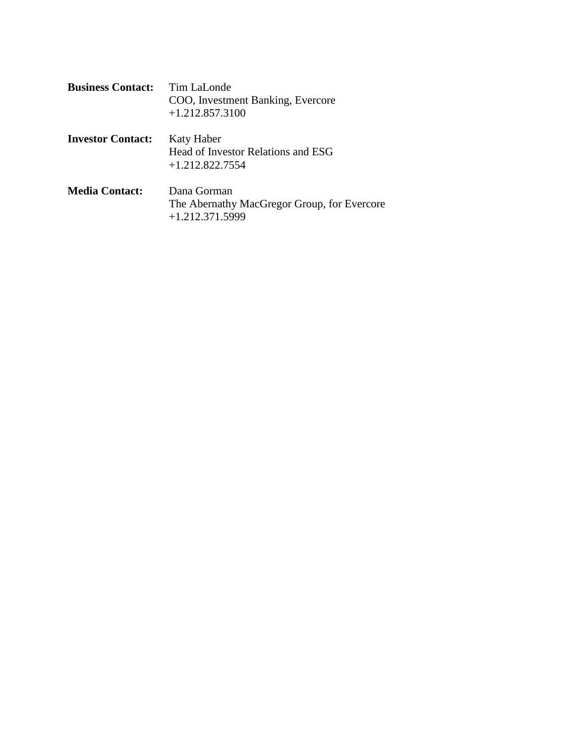**Business Contact:** Tim LaLonde
COO, Investment Banking, Evercore
+1.212.857.3100

**Investor Contact:** Katy Haber
Head of Investor Relations and ESG
+1.212.822.7554

**Media Contact:** Dana Gorman
The Abernathy MacGregor Group, for Evercore
+1.212.371.5999